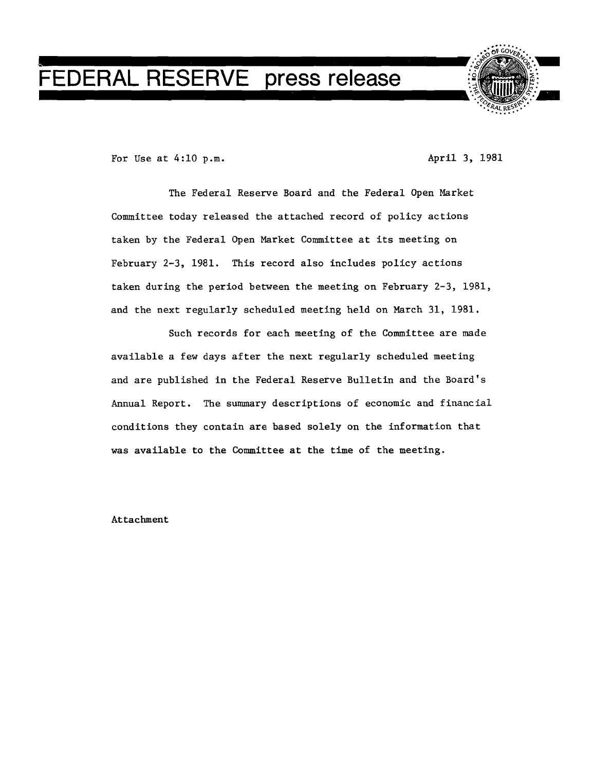# FEDERAL RESERVE press release

For Use at 4:10 p.m. April 3, 1981

The Federal Reserve Board and the Federal Open Market Committee today released the attached record of policy actions taken by the Federal Open Market Committee at its meeting on February 2-3, 1981. This record also includes policy actions taken during the period between the meeting on February 2-3, 1981, and the next regularly scheduled meeting held on March 31, 1981.

Such records for each meeting of the Committee are made available a few days after the next regularly scheduled meeting and are published in the Federal Reserve Bulletin and the Board's Annual Report. The summary descriptions of economic and financial conditions they contain are based solely on the information that was available to the Committee at the time of the meeting.

Attachment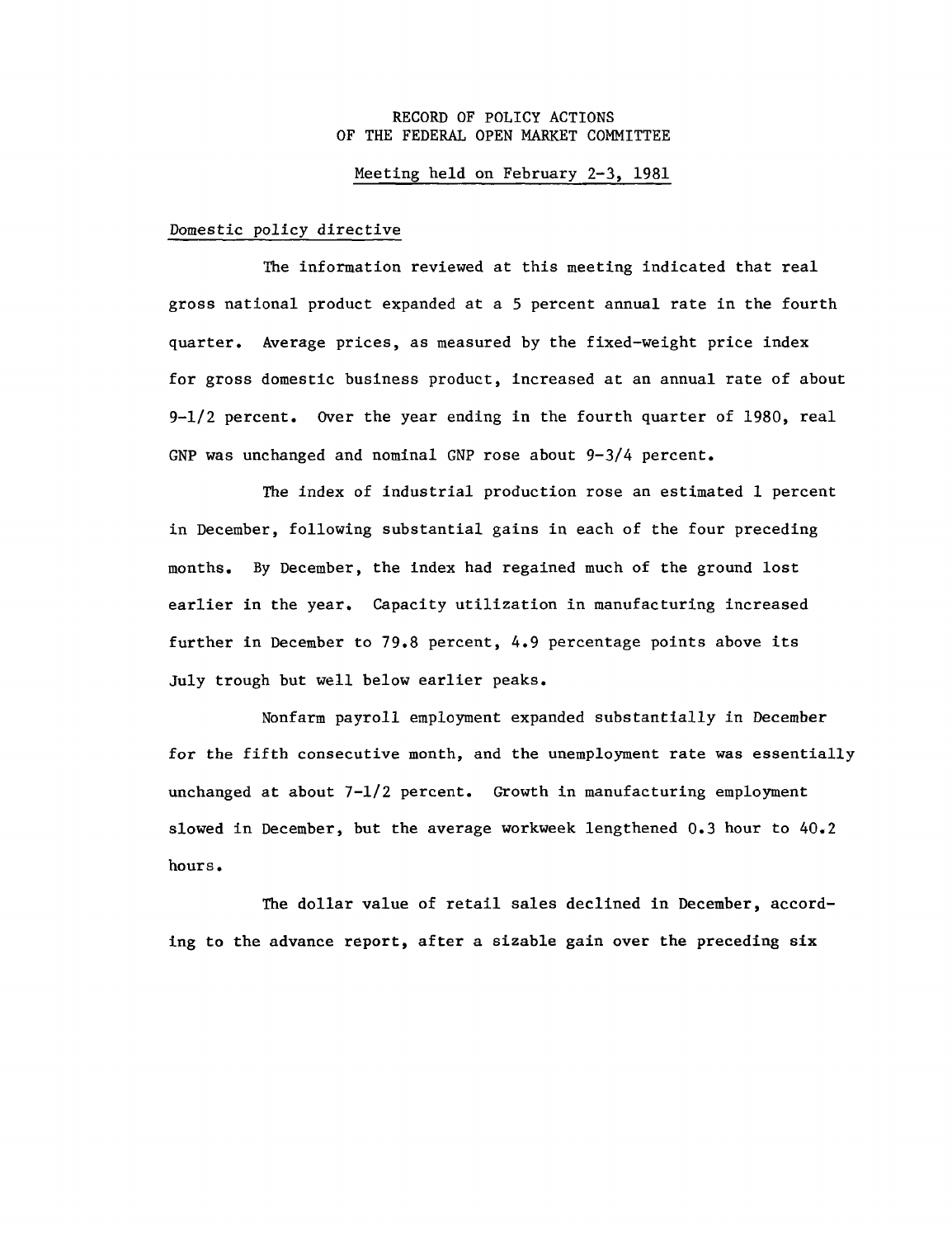RECORD OF POLICY ACTIONS
OF THE FEDERAL OPEN MARKET COMMITTEE

Meeting held on February 2-3, 1981

## Domestic policy directive

The information reviewed at this meeting indicated that real gross national product expanded at a 5 percent annual rate in the fourth quarter. Average prices, as measured by the fixed-weight price index for gross domestic business product, increased at an annual rate of about 9-1/2 percent. Over the year ending in the fourth quarter of 1980, real GNP was unchanged and nominal GNP rose about 9-3/4 percent.

The index of industrial production rose an estimated 1 percent in December, following substantial gains in each of the four preceding months. By December, the index had regained much of the ground lost earlier in the year. Capacity utilization in manufacturing increased further in December to 79.8 percent, 4.9 percentage points above its July trough but well below earlier peaks.

Nonfarm payroll employment expanded substantially in December for the fifth consecutive month, and the unemployment rate was essentially unchanged at about 7-1/2 percent. Growth in manufacturing employment slowed in December, but the average workweek lengthened 0.3 hour to 40.2 hours.

The dollar value of retail sales declined in December, according to the advance report, after a sizable gain over the preceding six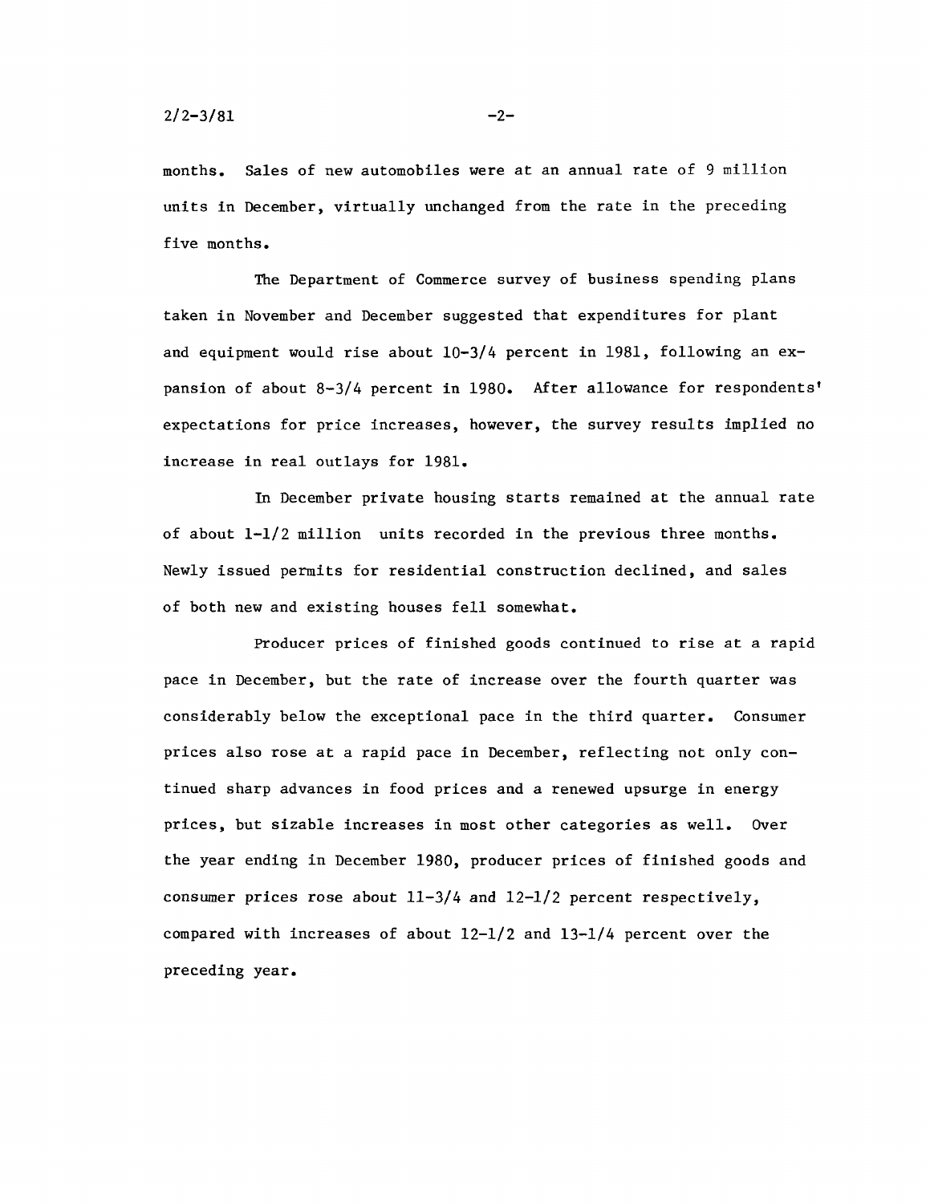months. Sales of new automobiles were at an annual rate of 9 million units in December, virtually unchanged from the rate in the preceding five months.

The Department of Commerce survey of business spending plans taken in November and December suggested that expenditures for plant and equipment would rise about 10-3/4 percent in 1981, following an expansion of about 8-3/4 percent in 1980. After allowance for respondents' expectations for price increases, however, the survey results implied no increase in real outlays for 1981.

In December private housing starts remained at the annual rate of about 1-1/2 million units recorded in the previous three months. Newly issued permits for residential construction declined, and sales of both new and existing houses fell somewhat.

Producer prices of finished goods continued to rise at a rapid pace in December, but the rate of increase over the fourth quarter was considerably below the exceptional pace in the third quarter. Consumer prices also rose at a rapid pace in December, reflecting not only continued sharp advances in food prices and a renewed upsurge in energy prices, but sizable increases in most other categories as well. Over the year ending in December 1980, producer prices of finished goods and consumer prices rose about 11-3/4 and 12-1/2 percent respectively, compared with increases of about 12-1/2 and 13-1/4 percent over the preceding year.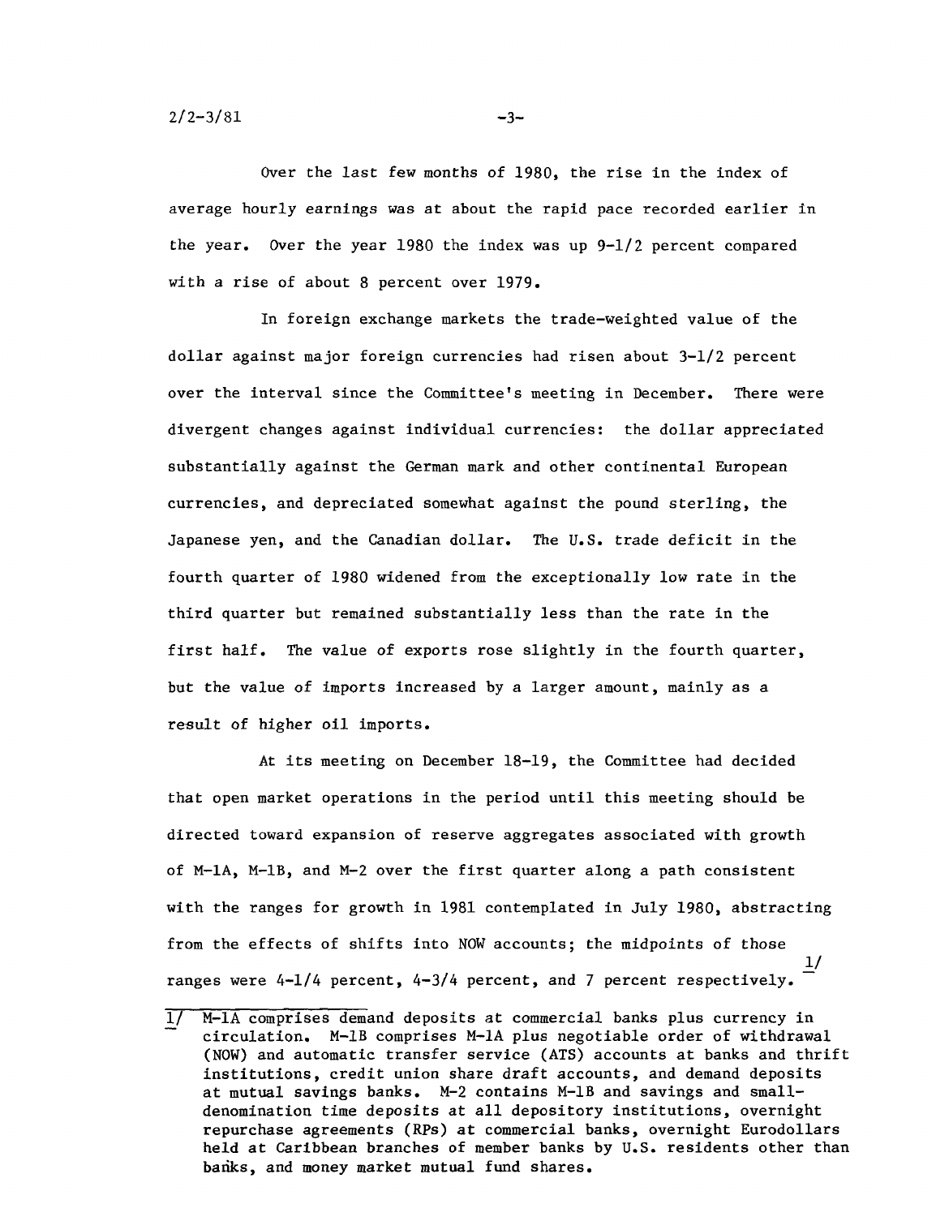Over the last few months of 1980, the rise in the index of average hourly earnings was at about the rapid pace recorded earlier in the year. Over the year 1980 the index was up 9-1/2 percent compared with a rise of about 8 percent over 1979.

In foreign exchange markets the trade-weighted value of the dollar against major foreign currencies had risen about 3-1/2 percent over the interval since the Committee's meeting in December. There were divergent changes against individual currencies: the dollar appreciated substantially against the German mark and other continental European currencies, and depreciated somewhat against the pound sterling, the Japanese yen, and the Canadian dollar. The U.S. trade deficit in the fourth quarter of 1980 widened from the exceptionally low rate in the third quarter but remained substantially less than the rate in the first half. The value of exports rose slightly in the fourth quarter, but the value of imports increased by a larger amount, mainly as a result of higher oil imports.

At its meeting on December 18-19, the Committee had decided that open market operations in the period until this meeting should be directed toward expansion of reserve aggregates associated with growth of M-1A, M-1B, and M-2 over the first quarter along a path consistent with the ranges for growth in 1981 contemplated in July 1980, abstracting from the effects of shifts into NOW accounts; the midpoints of those ranges were 4-1/4 percent, 4-3/4 percent, and 7 percent respectively.[1/]

1/ M-1A comprises demand deposits at commercial banks plus currency in circulation. M-1B comprises M-1A plus negotiable order of withdrawal (NOW) and automatic transfer service (ATS) accounts at banks and thrift institutions, credit union share draft accounts, and demand deposits at mutual savings banks. M-2 contains M-1B and savings and small-denomination time deposits at all depository institutions, overnight repurchase agreements (RPs) at commercial banks, overnight Eurodollars held at Caribbean branches of member banks by U.S. residents other than banks, and money market mutual fund shares.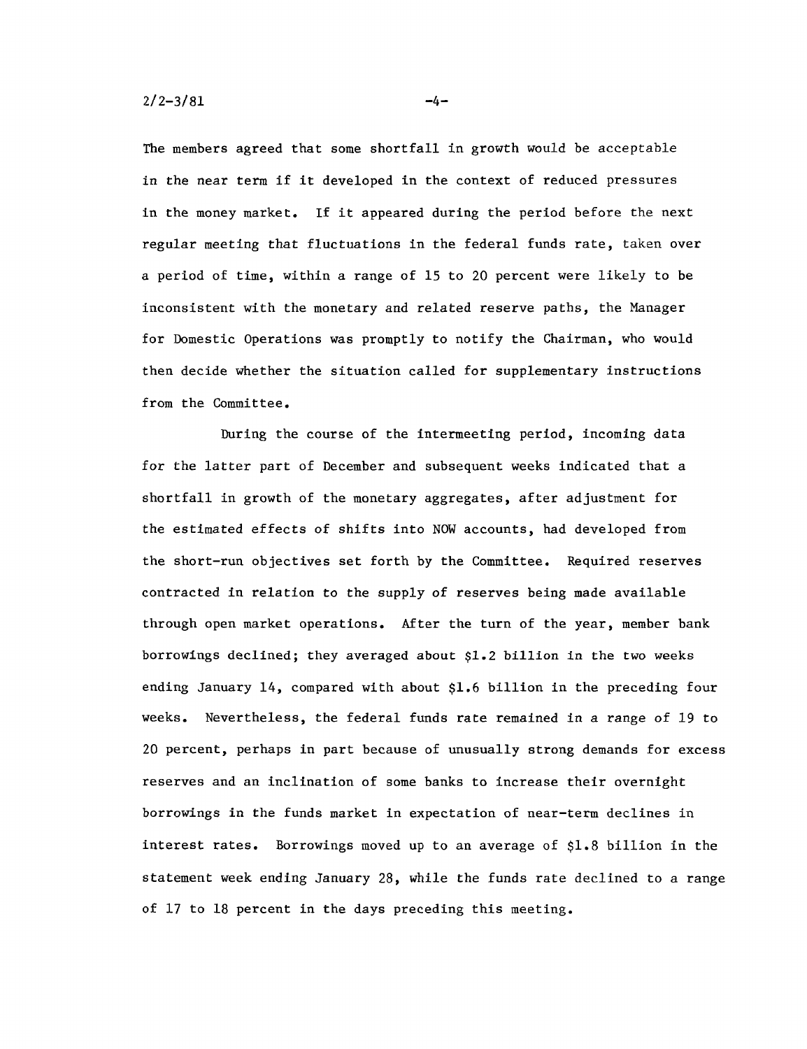The members agreed that some shortfall in growth would be acceptable in the near term if it developed in the context of reduced pressures in the money market. If it appeared during the period before the next regular meeting that fluctuations in the federal funds rate, taken over a period of time, within a range of 15 to 20 percent were likely to be inconsistent with the monetary and related reserve paths, the Manager for Domestic Operations was promptly to notify the Chairman, who would then decide whether the situation called for supplementary instructions from the Committee.

During the course of the intermeeting period, incoming data for the latter part of December and subsequent weeks indicated that a shortfall in growth of the monetary aggregates, after adjustment for the estimated effects of shifts into NOW accounts, had developed from the short-run objectives set forth by the Committee. Required reserves contracted in relation to the supply of reserves being made available through open market operations. After the turn of the year, member bank borrowings declined; they averaged about $1.2 billion in the two weeks ending January 14, compared with about $1.6 billion in the preceding four weeks. Nevertheless, the federal funds rate remained in a range of 19 to 20 percent, perhaps in part because of unusually strong demands for excess reserves and an inclination of some banks to increase their overnight borrowings in the funds market in expectation of near-term declines in interest rates. Borrowings moved up to an average of $1.8 billion in the statement week ending January 28, while the funds rate declined to a range of 17 to 18 percent in the days preceding this meeting.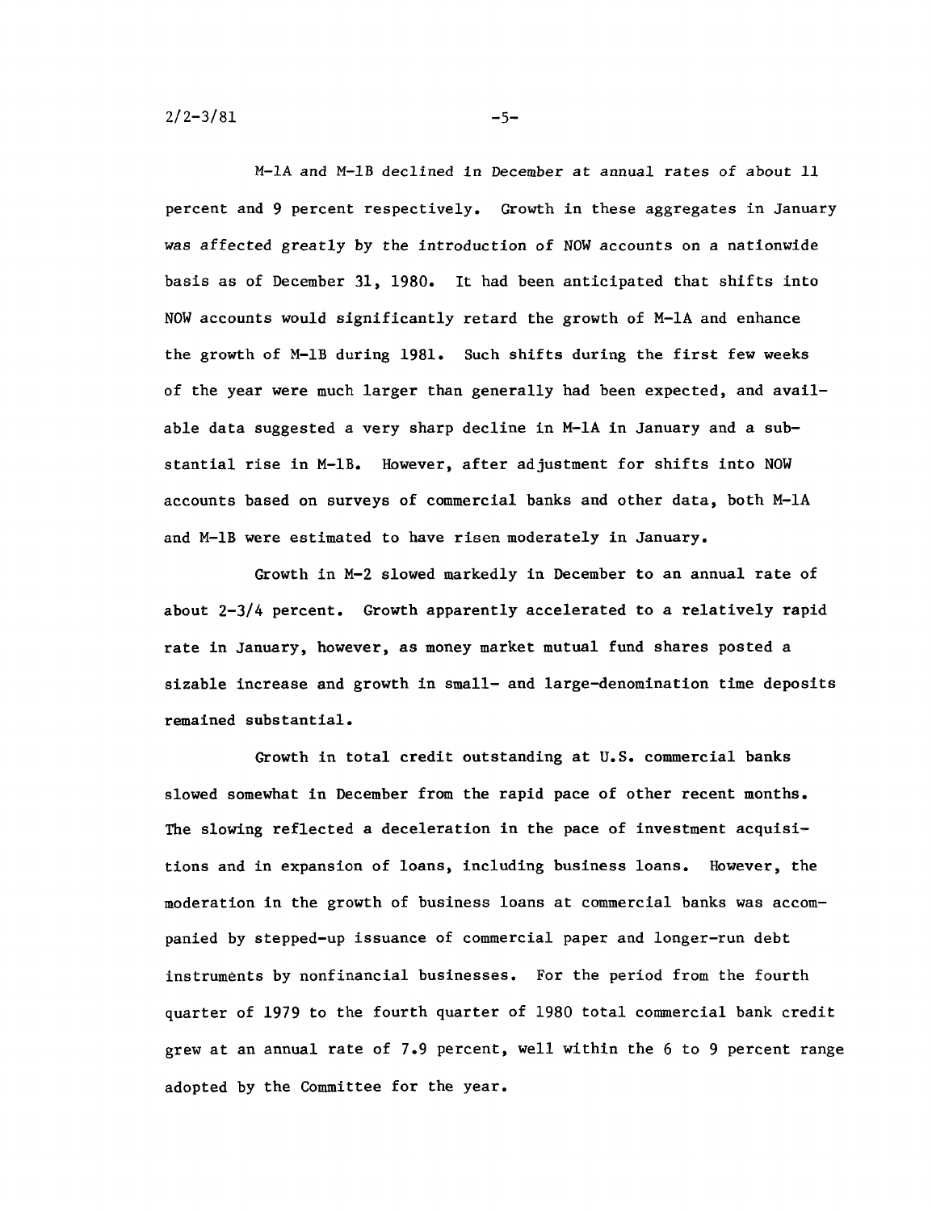M-1A and M-1B declined in December at annual rates of about 11 percent and 9 percent respectively. Growth in these aggregates in January was affected greatly by the introduction of NOW accounts on a nationwide basis as of December 31, 1980. It had been anticipated that shifts into NOW accounts would significantly retard the growth of M-1A and enhance the growth of M-1B during 1981. Such shifts during the first few weeks of the year were much larger than generally had been expected, and available data suggested a very sharp decline in M-1A in January and a substantial rise in M-1B. However, after adjustment for shifts into NOW accounts based on surveys of commercial banks and other data, both M-1A and M-1B were estimated to have risen moderately in January.

Growth in M-2 slowed markedly in December to an annual rate of about 2-3/4 percent. Growth apparently accelerated to a relatively rapid rate in January, however, as money market mutual fund shares posted a sizable increase and growth in small- and large-denomination time deposits remained substantial.

Growth in total credit outstanding at U.S. commercial banks slowed somewhat in December from the rapid pace of other recent months. The slowing reflected a deceleration in the pace of investment acquisitions and in expansion of loans, including business loans. However, the moderation in the growth of business loans at commercial banks was accompanied by stepped-up issuance of commercial paper and longer-run debt instruments by nonfinancial businesses. For the period from the fourth quarter of 1979 to the fourth quarter of 1980 total commercial bank credit grew at an annual rate of 7.9 percent, well within the 6 to 9 percent range adopted by the Committee for the year.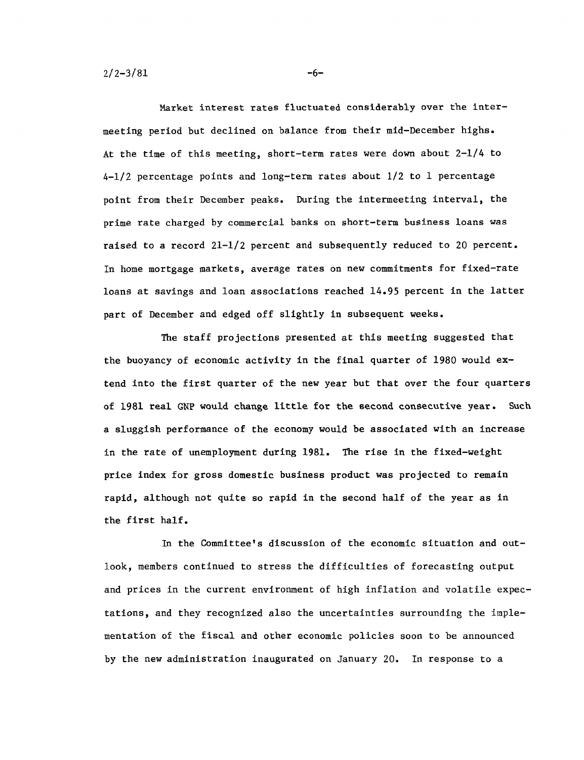Market interest rates fluctuated considerably over the intermeeting period but declined on balance from their mid-December highs. At the time of this meeting, short-term rates were down about 2-1/4 to 4-1/2 percentage points and long-term rates about 1/2 to 1 percentage point from their December peaks. During the intermeeting interval, the prime rate charged by commercial banks on short-term business loans was raised to a record 21-1/2 percent and subsequently reduced to 20 percent. In home mortgage markets, average rates on new commitments for fixed-rate loans at savings and loan associations reached 14.95 percent in the latter part of December and edged off slightly in subsequent weeks.

The staff projections presented at this meeting suggested that the buoyancy of economic activity in the final quarter of 1980 would extend into the first quarter of the new year but that over the four quarters of 1981 real GNP would change little for the second consecutive year. Such a sluggish performance of the economy would be associated with an increase in the rate of unemployment during 1981. The rise in the fixed-weight price index for gross domestic business product was projected to remain rapid, although not quite so rapid in the second half of the year as in the first half.

In the Committee's discussion of the economic situation and outlook, members continued to stress the difficulties of forecasting output and prices in the current environment of high inflation and volatile expectations, and they recognized also the uncertainties surrounding the implementation of the fiscal and other economic policies soon to be announced by the new administration inaugurated on January 20. In response to a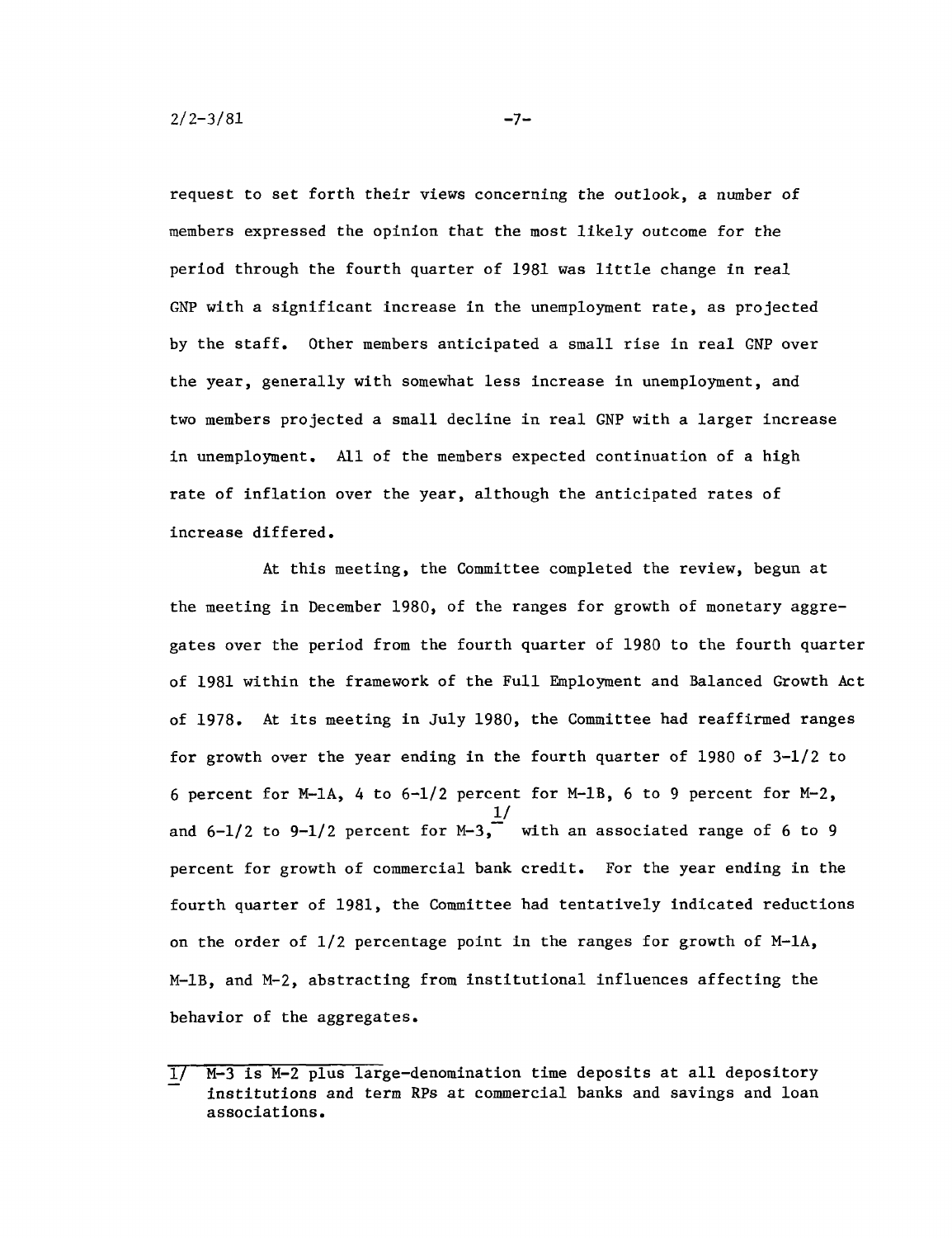request to set forth their views concerning the outlook, a number of members expressed the opinion that the most likely outcome for the period through the fourth quarter of 1981 was little change in real GNP with a significant increase in the unemployment rate, as projected by the staff. Other members anticipated a small rise in real GNP over the year, generally with somewhat less increase in unemployment, and two members projected a small decline in real GNP with a larger increase in unemployment. All of the members expected continuation of a high rate of inflation over the year, although the anticipated rates of increase differed.

At this meeting, the Committee completed the review, begun at the meeting in December 1980, of the ranges for growth of monetary aggregates over the period from the fourth quarter of 1980 to the fourth quarter of 1981 within the framework of the Full Employment and Balanced Growth Act of 1978. At its meeting in July 1980, the Committee had reaffirmed ranges for growth over the year ending in the fourth quarter of 1980 of 3-1/2 to 6 percent for M-1A, 4 to 6-1/2 percent for M-1B, 6 to 9 percent for M-2, and 6-1/2 to 9-1/2 percent for M-3,[1/] with an associated range of 6 to 9 percent for growth of commercial bank credit. For the year ending in the fourth quarter of 1981, the Committee had tentatively indicated reductions on the order of 1/2 percentage point in the ranges for growth of M-1A, M-1B, and M-2, abstracting from institutional influences affecting the behavior of the aggregates.

---

1/ M-3 is M-2 plus large-denomination time deposits at all depository institutions and term RPs at commercial banks and savings and loan associations.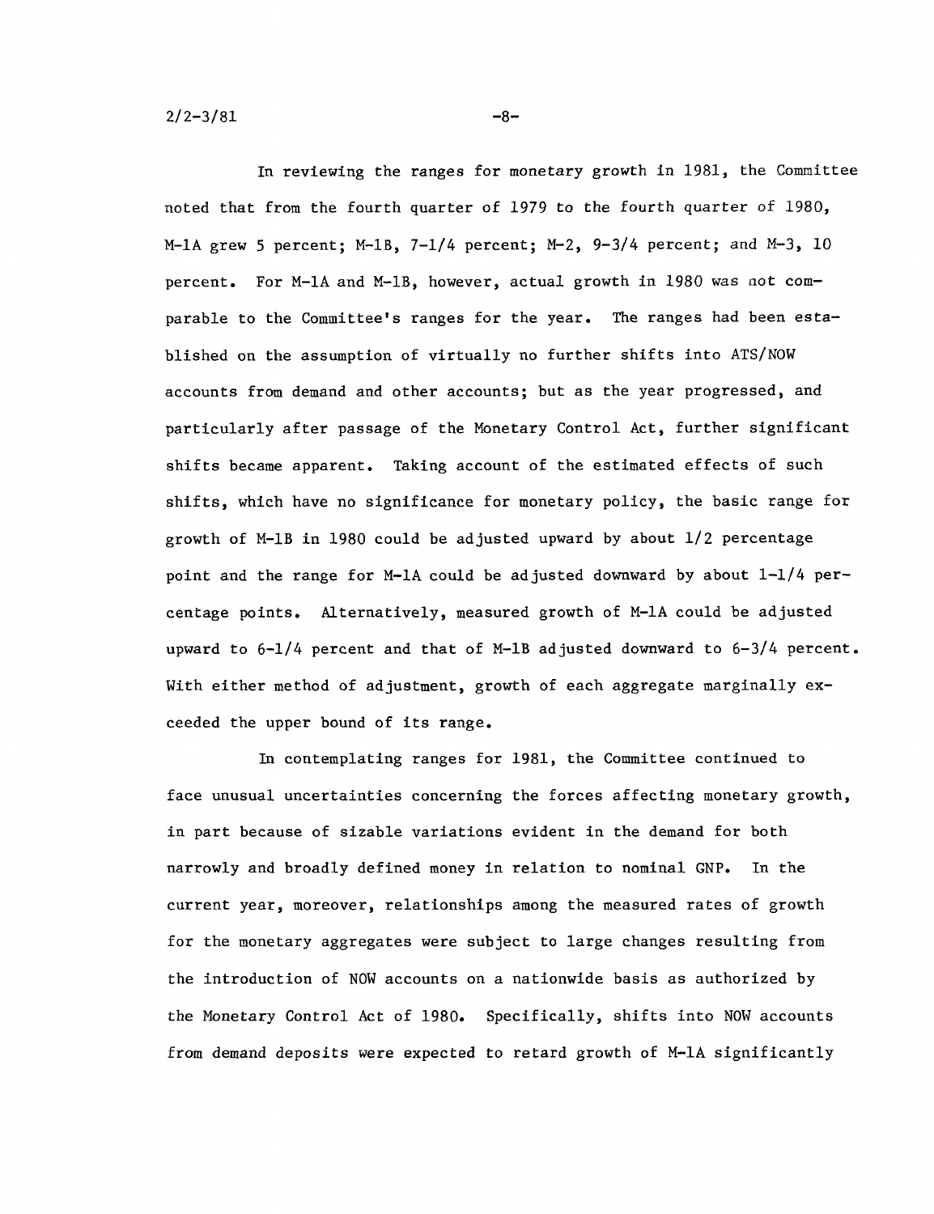In reviewing the ranges for monetary growth in 1981, the Committee noted that from the fourth quarter of 1979 to the fourth quarter of 1980, M-1A grew 5 percent; M-1B, 7-1/4 percent; M-2, 9-3/4 percent; and M-3, 10 percent. For M-1A and M-1B, however, actual growth in 1980 was not comparable to the Committee's ranges for the year. The ranges had been established on the assumption of virtually no further shifts into ATS/NOW accounts from demand and other accounts; but as the year progressed, and particularly after passage of the Monetary Control Act, further significant shifts became apparent. Taking account of the estimated effects of such shifts, which have no significance for monetary policy, the basic range for growth of M-1B in 1980 could be adjusted upward by about 1/2 percentage point and the range for M-1A could be adjusted downward by about 1-1/4 percentage points. Alternatively, measured growth of M-1A could be adjusted upward to 6-1/4 percent and that of M-1B adjusted downward to 6-3/4 percent. With either method of adjustment, growth of each aggregate marginally exceeded the upper bound of its range.

In contemplating ranges for 1981, the Committee continued to face unusual uncertainties concerning the forces affecting monetary growth, in part because of sizable variations evident in the demand for both narrowly and broadly defined money in relation to nominal GNP. In the current year, moreover, relationships among the measured rates of growth for the monetary aggregates were subject to large changes resulting from the introduction of NOW accounts on a nationwide basis as authorized by the Monetary Control Act of 1980. Specifically, shifts into NOW accounts from demand deposits were expected to retard growth of M-1A significantly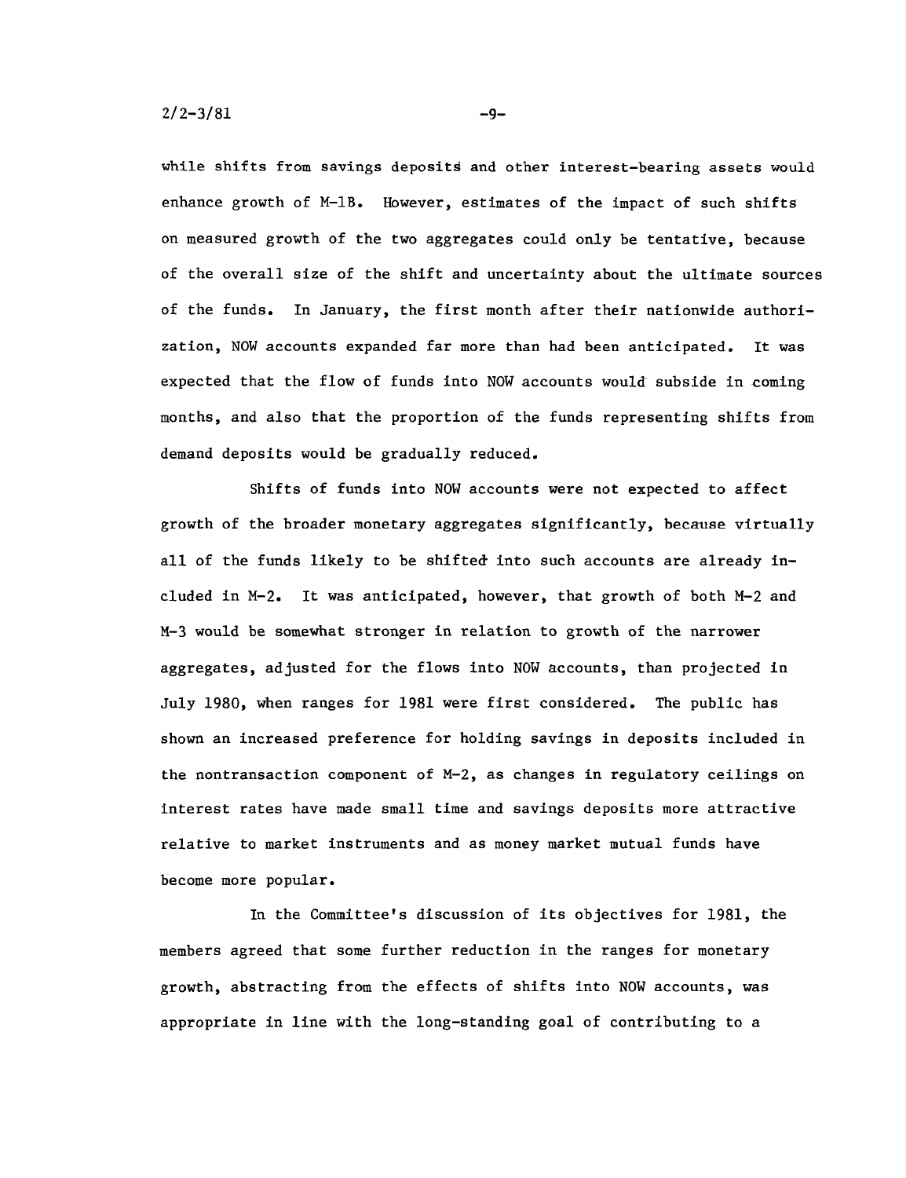while shifts from savings deposits and other interest-bearing assets would enhance growth of M-1B. However, estimates of the impact of such shifts on measured growth of the two aggregates could only be tentative, because of the overall size of the shift and uncertainty about the ultimate sources of the funds. In January, the first month after their nationwide authorization, NOW accounts expanded far more than had been anticipated. It was expected that the flow of funds into NOW accounts would subside in coming months, and also that the proportion of the funds representing shifts from demand deposits would be gradually reduced.

Shifts of funds into NOW accounts were not expected to affect growth of the broader monetary aggregates significantly, because virtually all of the funds likely to be shifted into such accounts are already included in M-2. It was anticipated, however, that growth of both M-2 and M-3 would be somewhat stronger in relation to growth of the narrower aggregates, adjusted for the flows into NOW accounts, than projected in July 1980, when ranges for 1981 were first considered. The public has shown an increased preference for holding savings in deposits included in the nontransaction component of M-2, as changes in regulatory ceilings on interest rates have made small time and savings deposits more attractive relative to market instruments and as money market mutual funds have become more popular.

In the Committee's discussion of its objectives for 1981, the members agreed that some further reduction in the ranges for monetary growth, abstracting from the effects of shifts into NOW accounts, was appropriate in line with the long-standing goal of contributing to a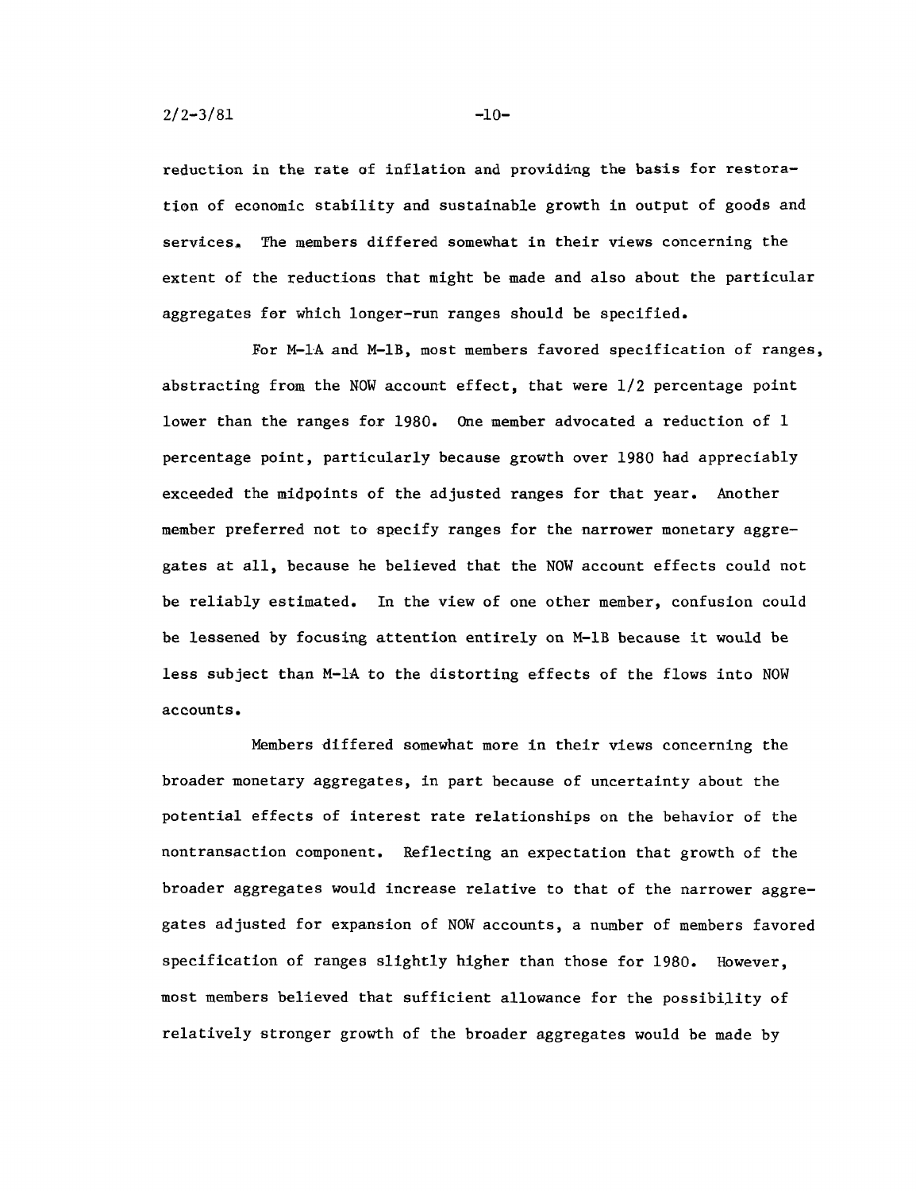reduction in the rate of inflation and providing the basis for restoration of economic stability and sustainable growth in output of goods and services. The members differed somewhat in their views concerning the extent of the reductions that might be made and also about the particular aggregates for which longer-run ranges should be specified.

For M-1A and M-1B, most members favored specification of ranges, abstracting from the NOW account effect, that were 1/2 percentage point lower than the ranges for 1980. One member advocated a reduction of 1 percentage point, particularly because growth over 1980 had appreciably exceeded the midpoints of the adjusted ranges for that year. Another member preferred not to specify ranges for the narrower monetary aggregates at all, because he believed that the NOW account effects could not be reliably estimated. In the view of one other member, confusion could be lessened by focusing attention entirely on M-1B because it would be less subject than M-1A to the distorting effects of the flows into NOW accounts.

Members differed somewhat more in their views concerning the broader monetary aggregates, in part because of uncertainty about the potential effects of interest rate relationships on the behavior of the nontransaction component. Reflecting an expectation that growth of the broader aggregates would increase relative to that of the narrower aggregates adjusted for expansion of NOW accounts, a number of members favored specification of ranges slightly higher than those for 1980. However, most members believed that sufficient allowance for the possibility of relatively stronger growth of the broader aggregates would be made by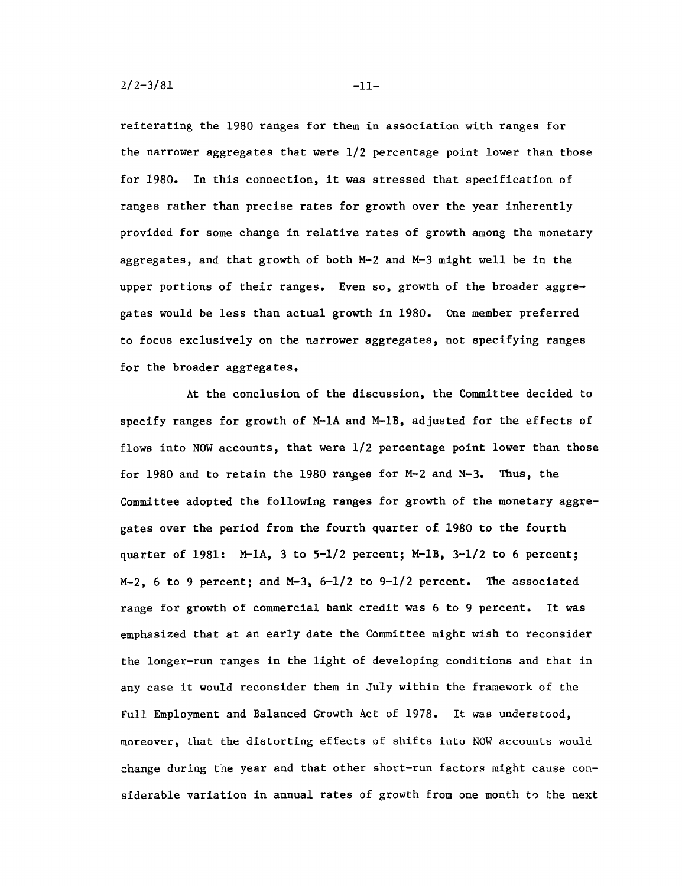reiterating the 1980 ranges for them in association with ranges for the narrower aggregates that were 1/2 percentage point lower than those for 1980. In this connection, it was stressed that specification of ranges rather than precise rates for growth over the year inherently provided for some change in relative rates of growth among the monetary aggregates, and that growth of both M-2 and M-3 might well be in the upper portions of their ranges. Even so, growth of the broader aggregates would be less than actual growth in 1980. One member preferred to focus exclusively on the narrower aggregates, not specifying ranges for the broader aggregates.

At the conclusion of the discussion, the Committee decided to specify ranges for growth of M-1A and M-1B, adjusted for the effects of flows into NOW accounts, that were 1/2 percentage point lower than those for 1980 and to retain the 1980 ranges for M-2 and M-3. Thus, the Committee adopted the following ranges for growth of the monetary aggregates over the period from the fourth quarter of 1980 to the fourth quarter of 1981: M-1A, 3 to 5-1/2 percent; M-1B, 3-1/2 to 6 percent; M-2, 6 to 9 percent; and M-3, 6-1/2 to 9-1/2 percent. The associated range for growth of commercial bank credit was 6 to 9 percent. It was emphasized that at an early date the Committee might wish to reconsider the longer-run ranges in the light of developing conditions and that in any case it would reconsider them in July within the framework of the Full Employment and Balanced Growth Act of 1978. It was understood, moreover, that the distorting effects of shifts into NOW accounts would change during the year and that other short-run factors might cause considerable variation in annual rates of growth from one month to the next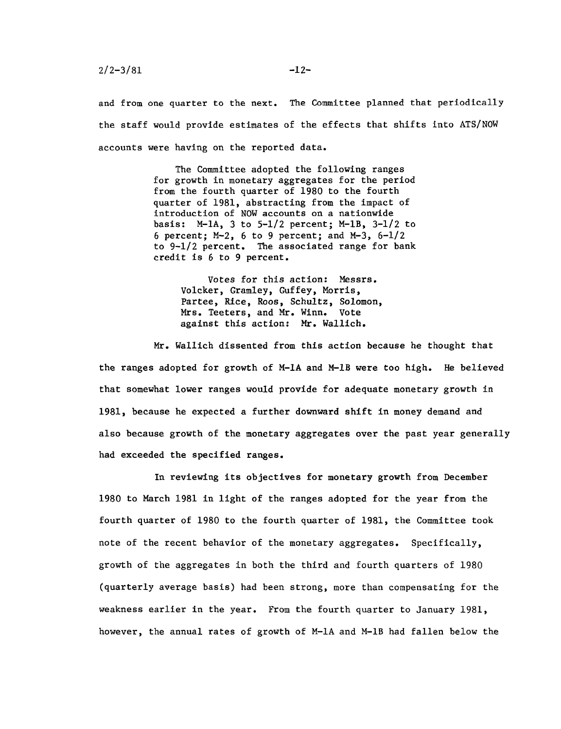and from one quarter to the next. The Committee planned that periodically the staff would provide estimates of the effects that shifts into ATS/NOW accounts were having on the reported data.

> The Committee adopted the following ranges for growth in monetary aggregates for the period from the fourth quarter of 1980 to the fourth quarter of 1981, abstracting from the impact of introduction of NOW accounts on a nationwide basis: M-1A, 3 to 5-1/2 percent; M-1B, 3-1/2 to 6 percent; M-2, 6 to 9 percent; and M-3, 6-1/2 to 9-1/2 percent. The associated range for bank credit is 6 to 9 percent.
>
> > Votes for this action: Messrs. Volcker, Gramley, Guffey, Morris, Partee, Rice, Roos, Schultz, Solomon, Mrs. Teeters, and Mr. Winn. Vote against this action: Mr. Wallich.

Mr. Wallich dissented from this action because he thought that the ranges adopted for growth of M-1A and M-1B were too high. He believed that somewhat lower ranges would provide for adequate monetary growth in 1981, because he expected a further downward shift in money demand and also because growth of the monetary aggregates over the past year generally had exceeded the specified ranges.

In reviewing its objectives for monetary growth from December 1980 to March 1981 in light of the ranges adopted for the year from the fourth quarter of 1980 to the fourth quarter of 1981, the Committee took note of the recent behavior of the monetary aggregates. Specifically, growth of the aggregates in both the third and fourth quarters of 1980 (quarterly average basis) had been strong, more than compensating for the weakness earlier in the year. From the fourth quarter to January 1981, however, the annual rates of growth of M-1A and M-1B had fallen below the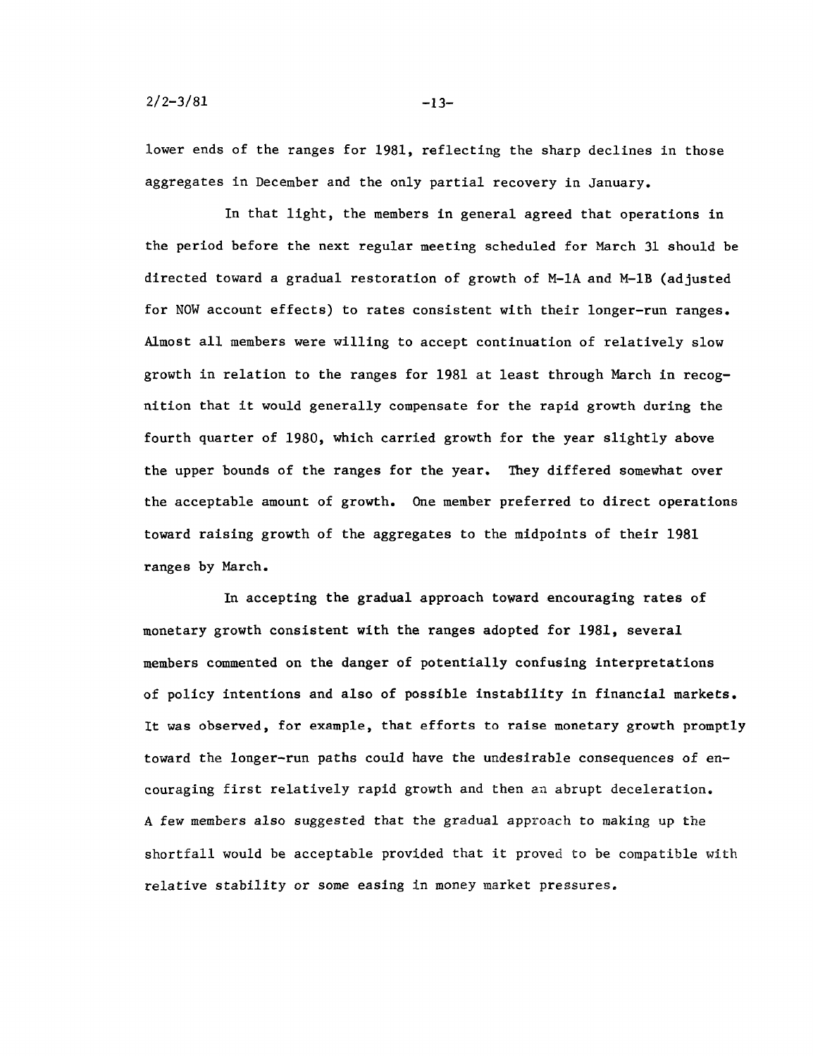lower ends of the ranges for 1981, reflecting the sharp declines in those aggregates in December and the only partial recovery in January.

In that light, the members in general agreed that operations in the period before the next regular meeting scheduled for March 31 should be directed toward a gradual restoration of growth of M-1A and M-1B (adjusted for NOW account effects) to rates consistent with their longer-run ranges. Almost all members were willing to accept continuation of relatively slow growth in relation to the ranges for 1981 at least through March in recognition that it would generally compensate for the rapid growth during the fourth quarter of 1980, which carried growth for the year slightly above the upper bounds of the ranges for the year. They differed somewhat over the acceptable amount of growth. One member preferred to direct operations toward raising growth of the aggregates to the midpoints of their 1981 ranges by March.

In accepting the gradual approach toward encouraging rates of monetary growth consistent with the ranges adopted for 1981, several members commented on the danger of potentially confusing interpretations of policy intentions and also of possible instability in financial markets. It was observed, for example, that efforts to raise monetary growth promptly toward the longer-run paths could have the undesirable consequences of encouraging first relatively rapid growth and then an abrupt deceleration. A few members also suggested that the gradual approach to making up the shortfall would be acceptable provided that it proved to be compatible with relative stability or some easing in money market pressures.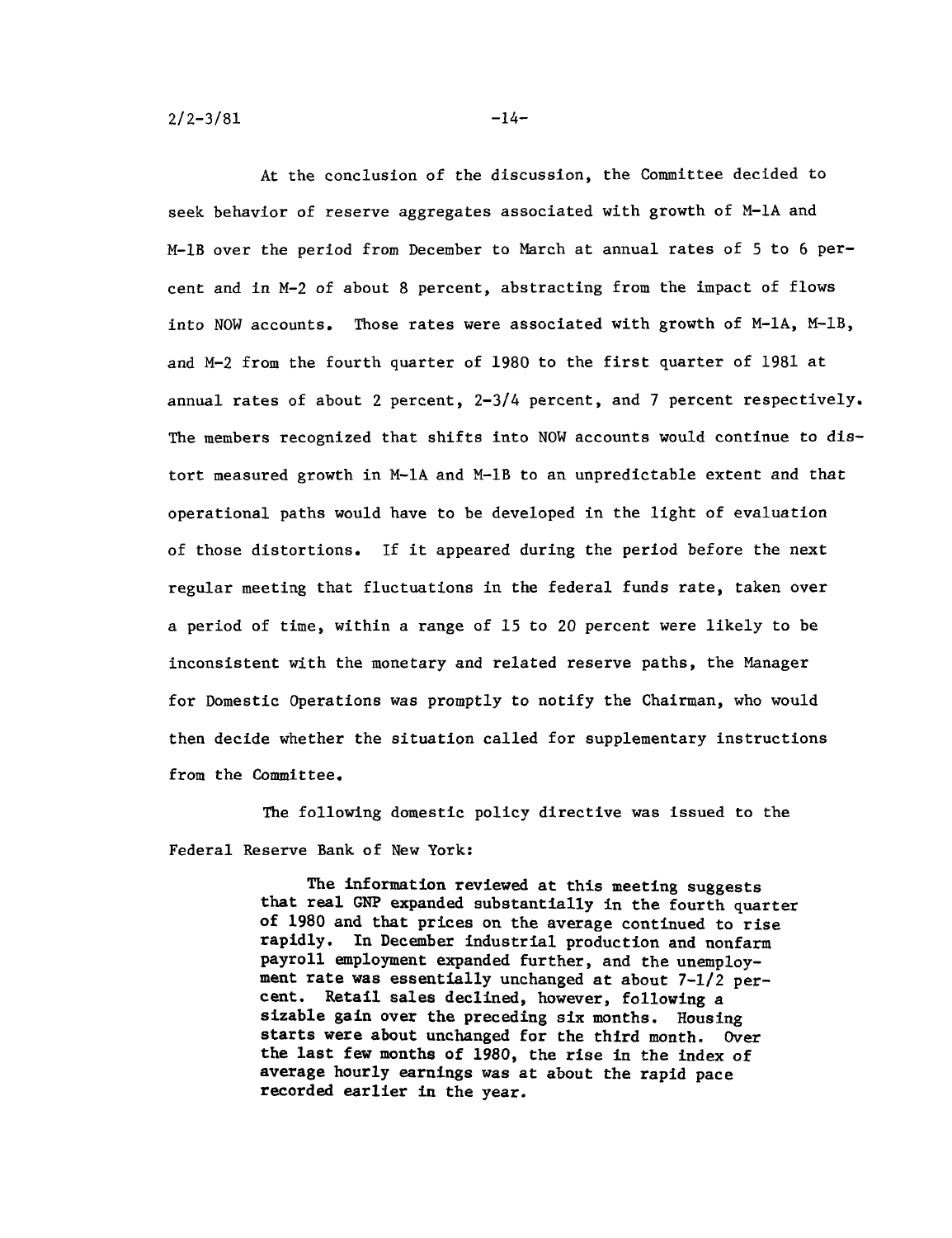At the conclusion of the discussion, the Committee decided to seek behavior of reserve aggregates associated with growth of M-1A and M-1B over the period from December to March at annual rates of 5 to 6 percent and in M-2 of about 8 percent, abstracting from the impact of flows into NOW accounts. Those rates were associated with growth of M-1A, M-1B, and M-2 from the fourth quarter of 1980 to the first quarter of 1981 at annual rates of about 2 percent, 2-3/4 percent, and 7 percent respectively. The members recognized that shifts into NOW accounts would continue to distort measured growth in M-1A and M-1B to an unpredictable extent and that operational paths would have to be developed in the light of evaluation of those distortions. If it appeared during the period before the next regular meeting that fluctuations in the federal funds rate, taken over a period of time, within a range of 15 to 20 percent were likely to be inconsistent with the monetary and related reserve paths, the Manager for Domestic Operations was promptly to notify the Chairman, who would then decide whether the situation called for supplementary instructions from the Committee.

The following domestic policy directive was issued to the Federal Reserve Bank of New York:

> The information reviewed at this meeting suggests that real GNP expanded substantially in the fourth quarter of 1980 and that prices on the average continued to rise rapidly. In December industrial production and nonfarm payroll employment expanded further, and the unemployment rate was essentially unchanged at about 7-1/2 percent. Retail sales declined, however, following a sizable gain over the preceding six months. Housing starts were about unchanged for the third month. Over the last few months of 1980, the rise in the index of average hourly earnings was at about the rapid pace recorded earlier in the year.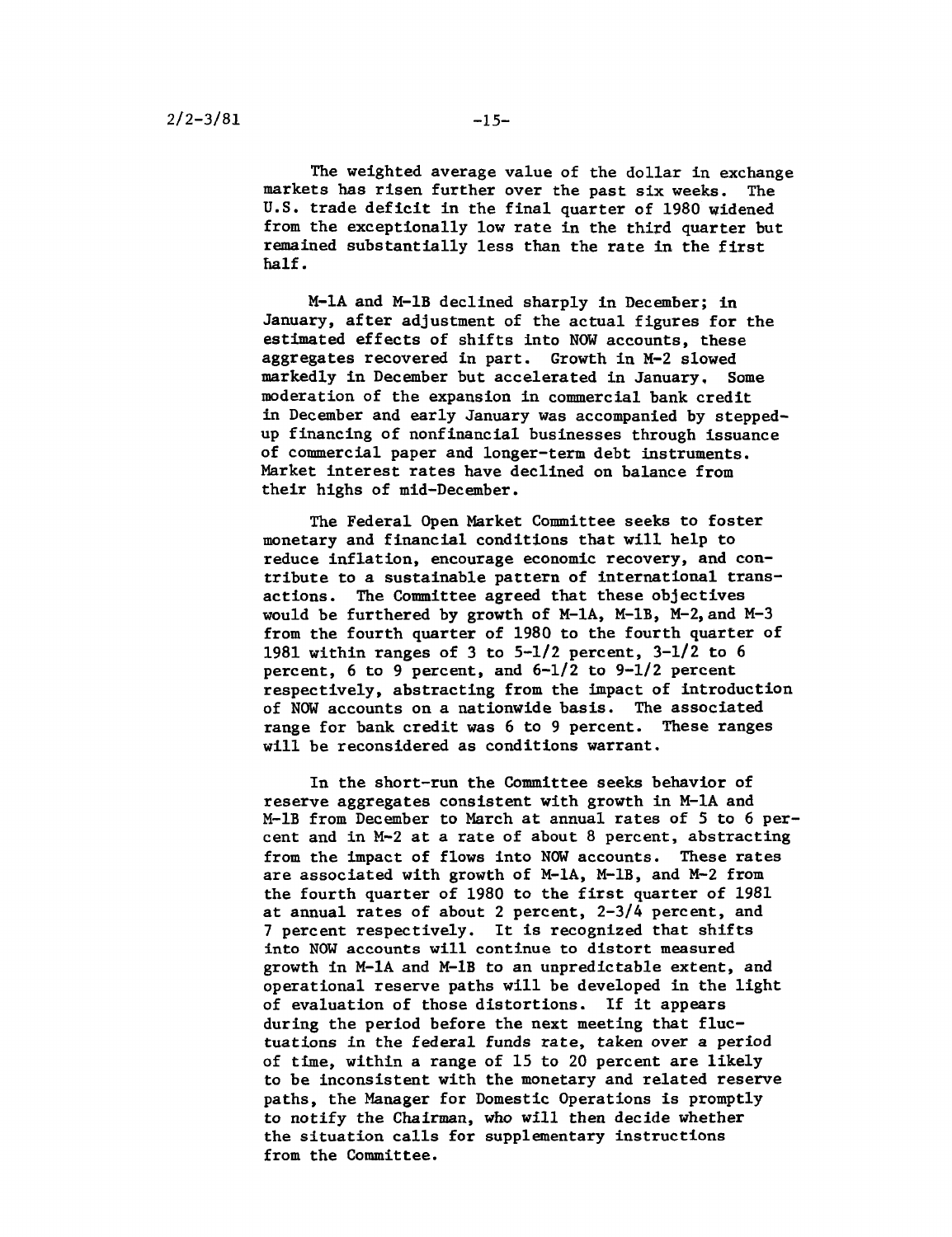The weighted average value of the dollar in exchange markets has risen further over the past six weeks. The U.S. trade deficit in the final quarter of 1980 widened from the exceptionally low rate in the third quarter but remained substantially less than the rate in the first half.

M-1A and M-1B declined sharply in December; in January, after adjustment of the actual figures for the estimated effects of shifts into NOW accounts, these aggregates recovered in part. Growth in M-2 slowed markedly in December but accelerated in January. Some moderation of the expansion in commercial bank credit in December and early January was accompanied by stepped-up financing of nonfinancial businesses through issuance of commercial paper and longer-term debt instruments. Market interest rates have declined on balance from their highs of mid-December.

The Federal Open Market Committee seeks to foster monetary and financial conditions that will help to reduce inflation, encourage economic recovery, and contribute to a sustainable pattern of international transactions. The Committee agreed that these objectives would be furthered by growth of M-1A, M-1B, M-2, and M-3 from the fourth quarter of 1980 to the fourth quarter of 1981 within ranges of 3 to 5-1/2 percent, 3-1/2 to 6 percent, 6 to 9 percent, and 6-1/2 to 9-1/2 percent respectively, abstracting from the impact of introduction of NOW accounts on a nationwide basis. The associated range for bank credit was 6 to 9 percent. These ranges will be reconsidered as conditions warrant.

In the short-run the Committee seeks behavior of reserve aggregates consistent with growth in M-1A and M-1B from December to March at annual rates of 5 to 6 percent and in M-2 at a rate of about 8 percent, abstracting from the impact of flows into NOW accounts. These rates are associated with growth of M-1A, M-1B, and M-2 from the fourth quarter of 1980 to the first quarter of 1981 at annual rates of about 2 percent, 2-3/4 percent, and 7 percent respectively. It is recognized that shifts into NOW accounts will continue to distort measured growth in M-1A and M-1B to an unpredictable extent, and operational reserve paths will be developed in the light of evaluation of those distortions. If it appears during the period before the next meeting that fluctuations in the federal funds rate, taken over a period of time, within a range of 15 to 20 percent are likely to be inconsistent with the monetary and related reserve paths, the Manager for Domestic Operations is promptly to notify the Chairman, who will then decide whether the situation calls for supplementary instructions from the Committee.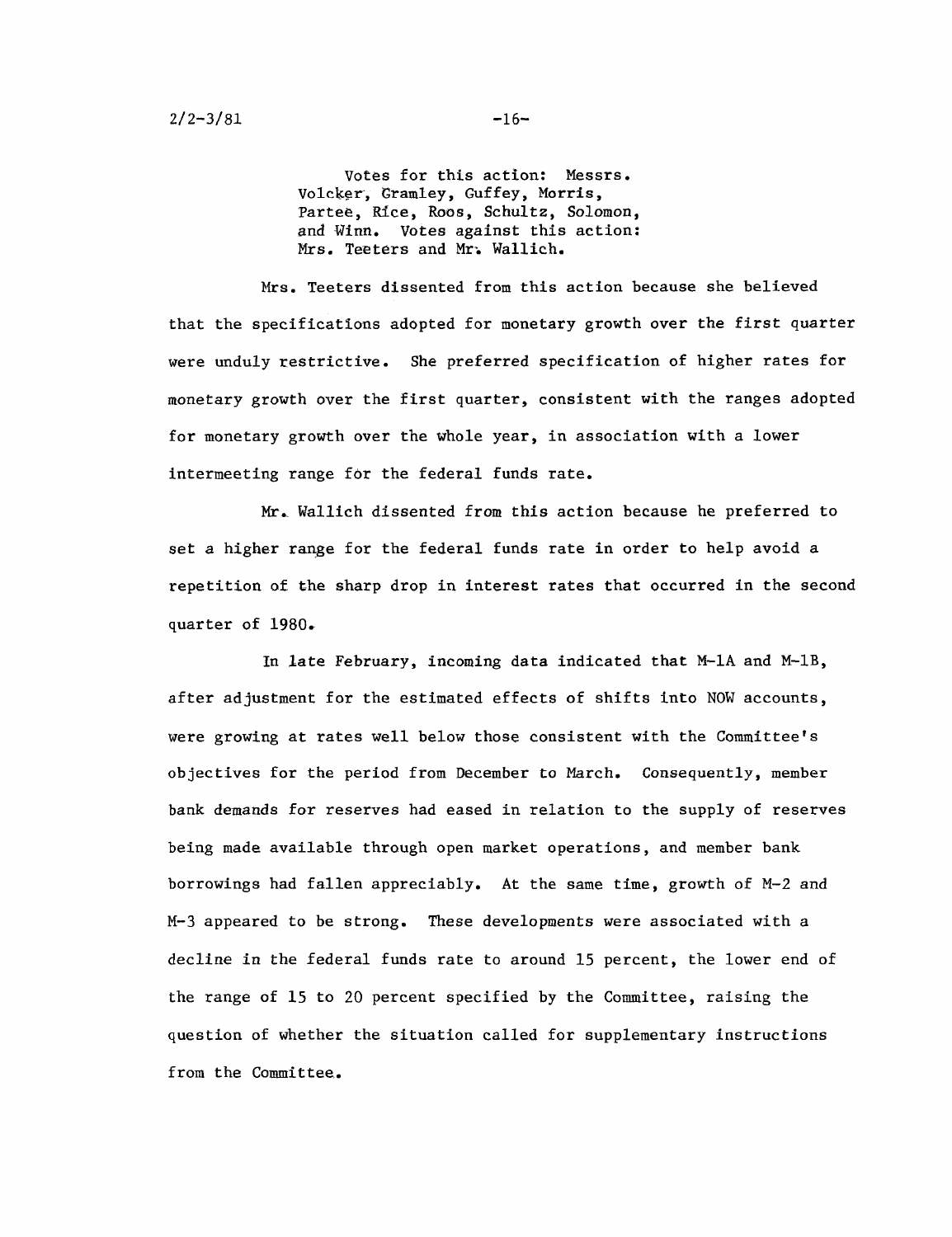Votes for this action: Messrs. Volcker, Gramley, Guffey, Morris, Partee, Rice, Roos, Schultz, Solomon, and Winn. Votes against this action: Mrs. Teeters and Mr. Wallich.

Mrs. Teeters dissented from this action because she believed that the specifications adopted for monetary growth over the first quarter were unduly restrictive. She preferred specification of higher rates for monetary growth over the first quarter, consistent with the ranges adopted for monetary growth over the whole year, in association with a lower intermeeting range for the federal funds rate.

Mr. Wallich dissented from this action because he preferred to set a higher range for the federal funds rate in order to help avoid a repetition of the sharp drop in interest rates that occurred in the second quarter of 1980.

In late February, incoming data indicated that M-1A and M-1B, after adjustment for the estimated effects of shifts into NOW accounts, were growing at rates well below those consistent with the Committee's objectives for the period from December to March. Consequently, member bank demands for reserves had eased in relation to the supply of reserves being made available through open market operations, and member bank borrowings had fallen appreciably. At the same time, growth of M-2 and M-3 appeared to be strong. These developments were associated with a decline in the federal funds rate to around 15 percent, the lower end of the range of 15 to 20 percent specified by the Committee, raising the question of whether the situation called for supplementary instructions from the Committee.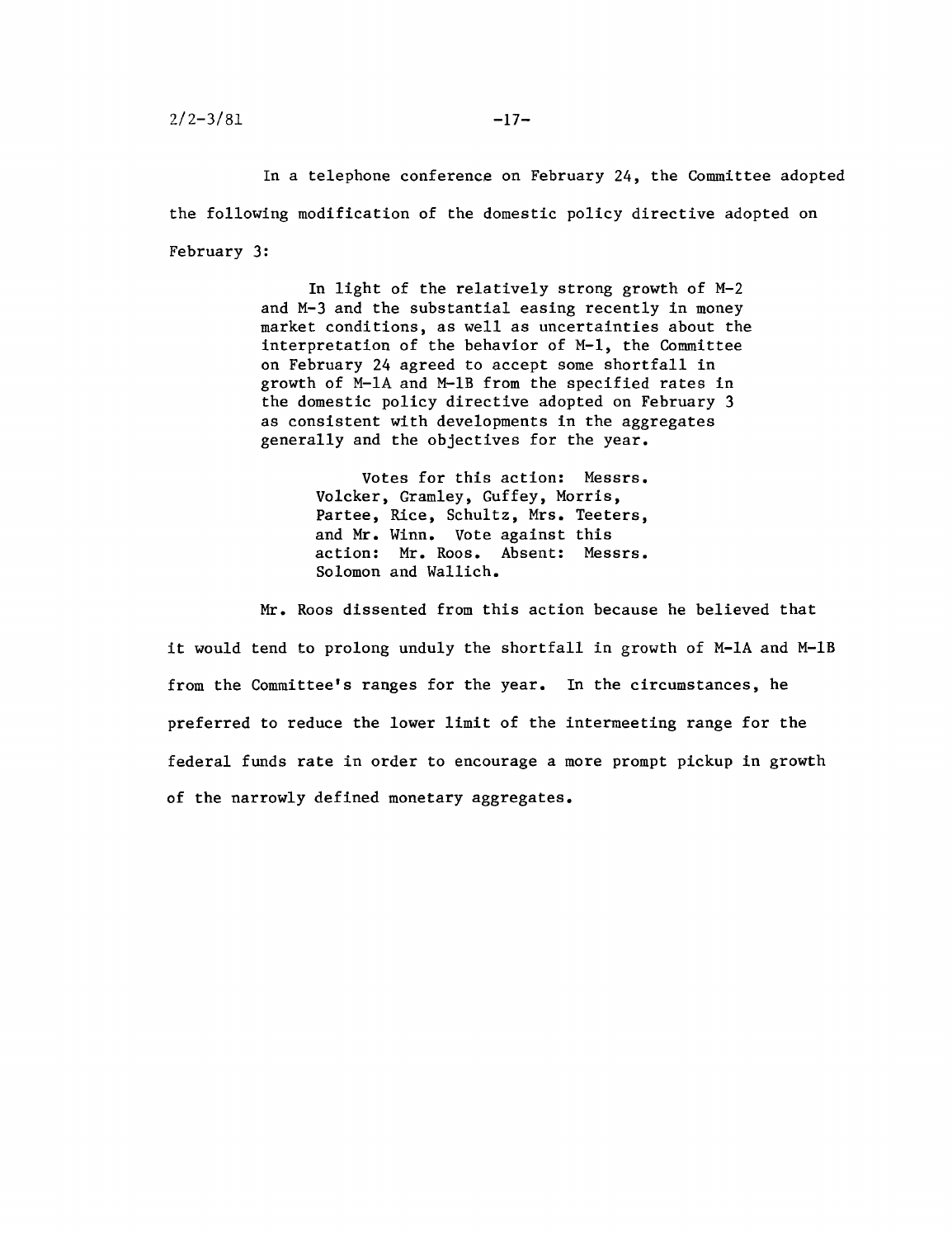In a telephone conference on February 24, the Committee adopted the following modification of the domestic policy directive adopted on February 3:

> In light of the relatively strong growth of M-2 and M-3 and the substantial easing recently in money market conditions, as well as uncertainties about the interpretation of the behavior of M-1, the Committee on February 24 agreed to accept some shortfall in growth of M-1A and M-1B from the specified rates in the domestic policy directive adopted on February 3 as consistent with developments in the aggregates generally and the objectives for the year.
>
> > Votes for this action: Messrs. Volcker, Gramley, Guffey, Morris, Partee, Rice, Schultz, Mrs. Teeters, and Mr. Winn. Vote against this action: Mr. Roos. Absent: Messrs. Solomon and Wallich.

Mr. Roos dissented from this action because he believed that it would tend to prolong unduly the shortfall in growth of M-1A and M-1B from the Committee's ranges for the year. In the circumstances, he preferred to reduce the lower limit of the intermeeting range for the federal funds rate in order to encourage a more prompt pickup in growth of the narrowly defined monetary aggregates.